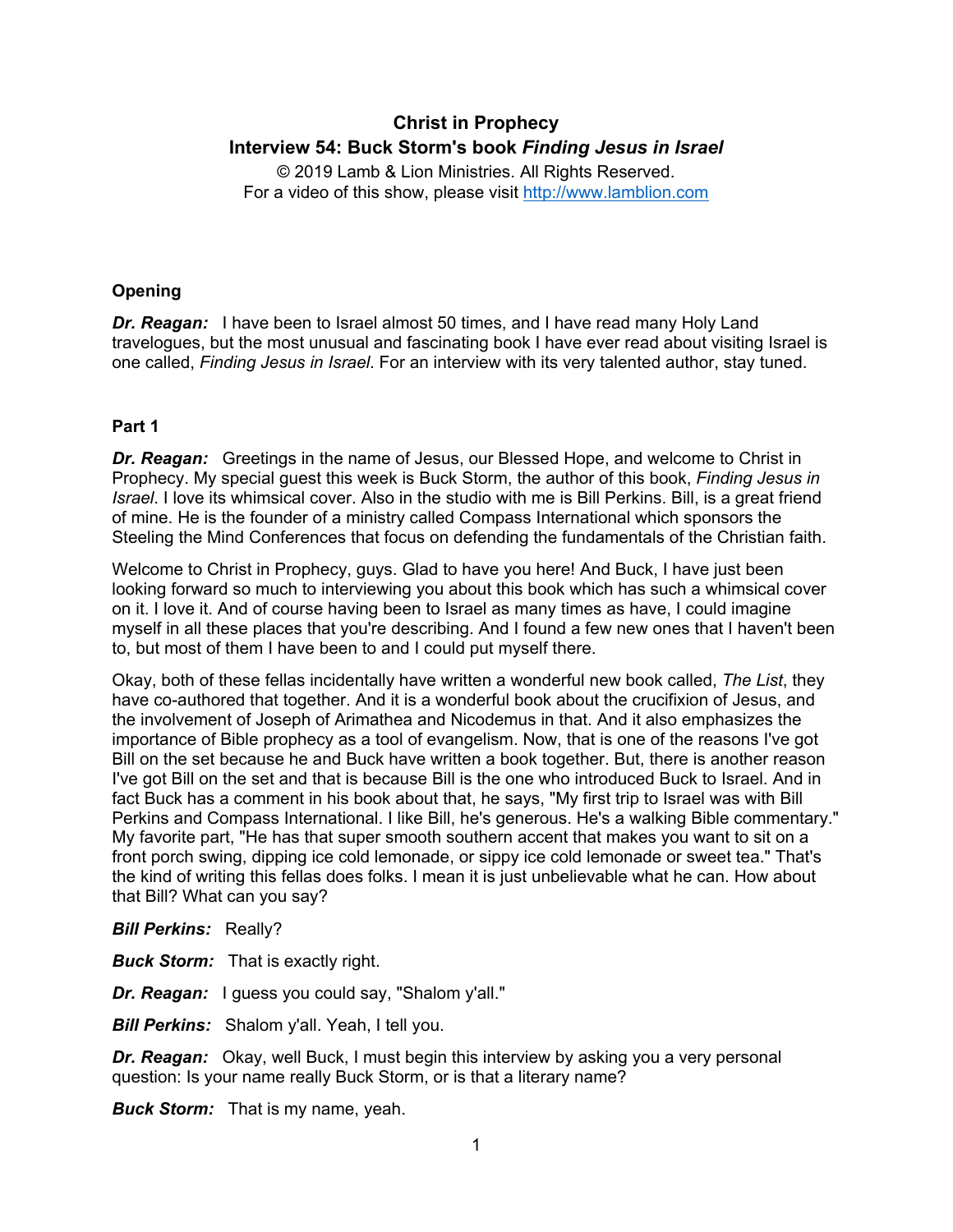**Christ in Prophecy**
**Interview 54: Buck Storm's book *Finding Jesus in Israel***

© 2019 Lamb & Lion Ministries. All Rights Reserved.
For a video of this show, please visit http://www.lamblion.com

### Opening

***Dr. Reagan:*** I have been to Israel almost 50 times, and I have read many Holy Land travelogues, but the most unusual and fascinating book I have ever read about visiting Israel is one called, *Finding Jesus in Israel*. For an interview with its very talented author, stay tuned.

### Part 1

***Dr. Reagan:*** Greetings in the name of Jesus, our Blessed Hope, and welcome to Christ in Prophecy. My special guest this week is Buck Storm, the author of this book, *Finding Jesus in Israel*. I love its whimsical cover. Also in the studio with me is Bill Perkins. Bill, is a great friend of mine. He is the founder of a ministry called Compass International which sponsors the Steeling the Mind Conferences that focus on defending the fundamentals of the Christian faith.

Welcome to Christ in Prophecy, guys. Glad to have you here! And Buck, I have just been looking forward so much to interviewing you about this book which has such a whimsical cover on it. I love it. And of course having been to Israel as many times as have, I could imagine myself in all these places that you're describing. And I found a few new ones that I haven't been to, but most of them I have been to and I could put myself there.

Okay, both of these fellas incidentally have written a wonderful new book called, *The List*, they have co-authored that together. And it is a wonderful book about the crucifixion of Jesus, and the involvement of Joseph of Arimathea and Nicodemus in that. And it also emphasizes the importance of Bible prophecy as a tool of evangelism. Now, that is one of the reasons I've got Bill on the set because he and Buck have written a book together. But, there is another reason I've got Bill on the set and that is because Bill is the one who introduced Buck to Israel. And in fact Buck has a comment in his book about that, he says, "My first trip to Israel was with Bill Perkins and Compass International. I like Bill, he's generous. He's a walking Bible commentary." My favorite part, "He has that super smooth southern accent that makes you want to sit on a front porch swing, dipping ice cold lemonade, or sippy ice cold lemonade or sweet tea." That's the kind of writing this fellas does folks. I mean it is just unbelievable what he can. How about that Bill? What can you say?

***Bill Perkins:*** Really?

***Buck Storm:*** That is exactly right.

***Dr. Reagan:*** I guess you could say, "Shalom y'all."

***Bill Perkins:*** Shalom y'all. Yeah, I tell you.

***Dr. Reagan:*** Okay, well Buck, I must begin this interview by asking you a very personal question: Is your name really Buck Storm, or is that a literary name?

***Buck Storm:*** That is my name, yeah.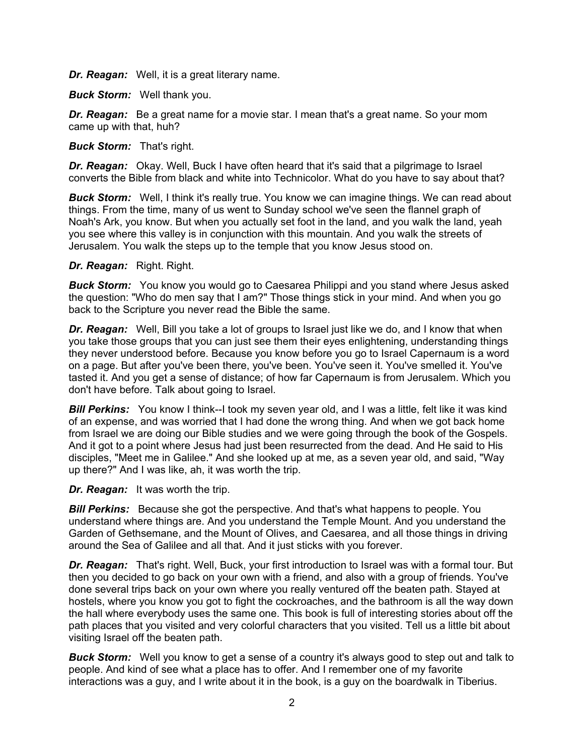***Dr. Reagan:*** Well, it is a great literary name.

***Buck Storm:*** Well thank you.

***Dr. Reagan:*** Be a great name for a movie star. I mean that's a great name. So your mom came up with that, huh?

***Buck Storm:*** That's right.

***Dr. Reagan:*** Okay. Well, Buck I have often heard that it's said that a pilgrimage to Israel converts the Bible from black and white into Technicolor. What do you have to say about that?

***Buck Storm:*** Well, I think it's really true. You know we can imagine things. We can read about things. From the time, many of us went to Sunday school we've seen the flannel graph of Noah's Ark, you know. But when you actually set foot in the land, and you walk the land, yeah you see where this valley is in conjunction with this mountain. And you walk the streets of Jerusalem. You walk the steps up to the temple that you know Jesus stood on.

***Dr. Reagan:*** Right. Right.

***Buck Storm:*** You know you would go to Caesarea Philippi and you stand where Jesus asked the question: "Who do men say that I am?" Those things stick in your mind. And when you go back to the Scripture you never read the Bible the same.

***Dr. Reagan:*** Well, Bill you take a lot of groups to Israel just like we do, and I know that when you take those groups that you can just see them their eyes enlightening, understanding things they never understood before. Because you know before you go to Israel Capernaum is a word on a page. But after you've been there, you've been. You've seen it. You've smelled it. You've tasted it. And you get a sense of distance; of how far Capernaum is from Jerusalem. Which you don't have before. Talk about going to Israel.

***Bill Perkins:*** You know I think--I took my seven year old, and I was a little, felt like it was kind of an expense, and was worried that I had done the wrong thing. And when we got back home from Israel we are doing our Bible studies and we were going through the book of the Gospels. And it got to a point where Jesus had just been resurrected from the dead. And He said to His disciples, "Meet me in Galilee." And she looked up at me, as a seven year old, and said, "Way up there?" And I was like, ah, it was worth the trip.

***Dr. Reagan:*** It was worth the trip.

***Bill Perkins:*** Because she got the perspective. And that's what happens to people. You understand where things are. And you understand the Temple Mount. And you understand the Garden of Gethsemane, and the Mount of Olives, and Caesarea, and all those things in driving around the Sea of Galilee and all that. And it just sticks with you forever.

***Dr. Reagan:*** That's right. Well, Buck, your first introduction to Israel was with a formal tour. But then you decided to go back on your own with a friend, and also with a group of friends. You've done several trips back on your own where you really ventured off the beaten path. Stayed at hostels, where you know you got to fight the cockroaches, and the bathroom is all the way down the hall where everybody uses the same one. This book is full of interesting stories about off the path places that you visited and very colorful characters that you visited. Tell us a little bit about visiting Israel off the beaten path.

***Buck Storm:*** Well you know to get a sense of a country it's always good to step out and talk to people. And kind of see what a place has to offer. And I remember one of my favorite interactions was a guy, and I write about it in the book, is a guy on the boardwalk in Tiberius.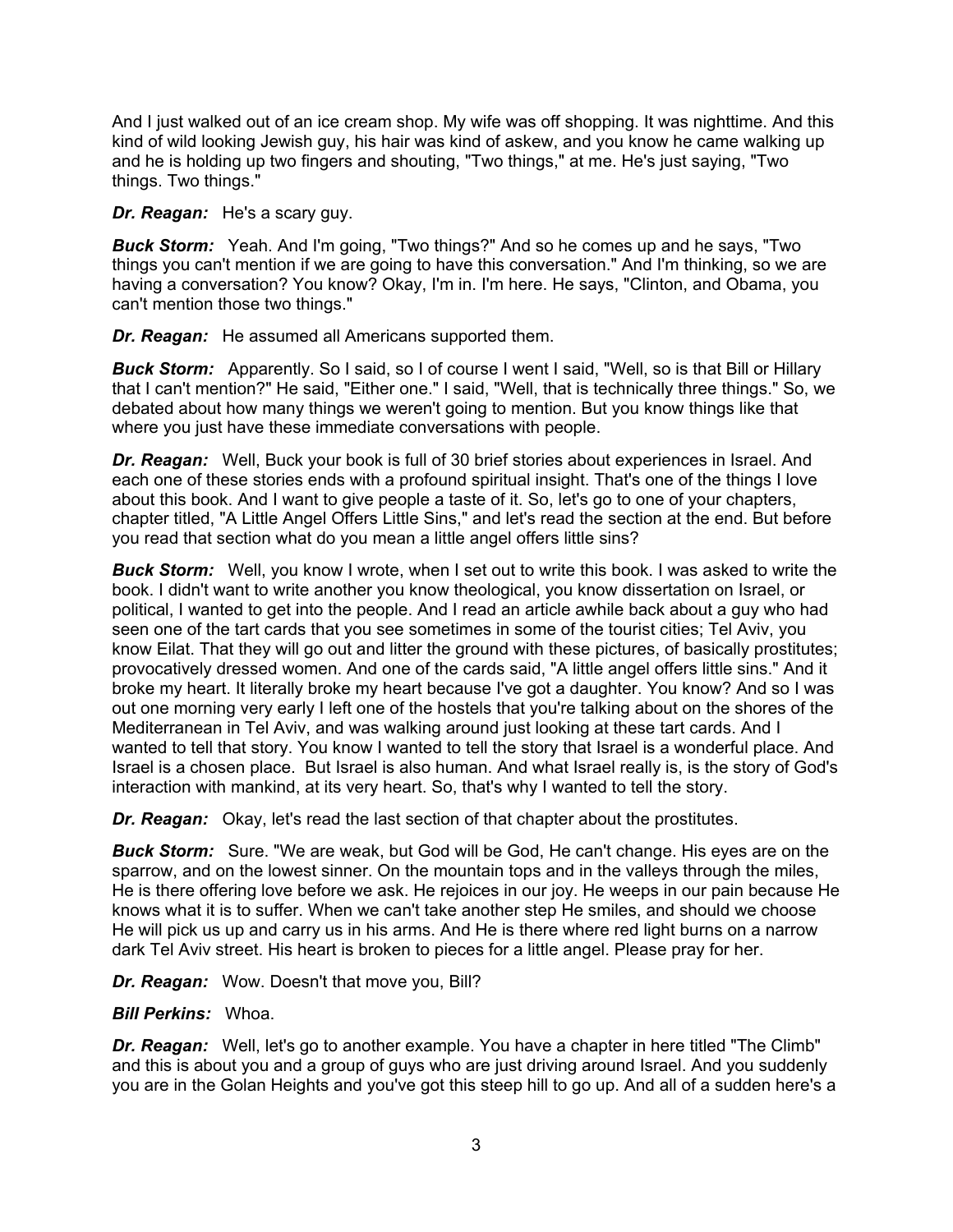And I just walked out of an ice cream shop. My wife was off shopping. It was nighttime. And this kind of wild looking Jewish guy, his hair was kind of askew, and you know he came walking up and he is holding up two fingers and shouting, "Two things," at me. He's just saying, "Two things. Two things."

***Dr. Reagan:*** He's a scary guy.

***Buck Storm:*** Yeah. And I'm going, "Two things?" And so he comes up and he says, "Two things you can't mention if we are going to have this conversation." And I'm thinking, so we are having a conversation? You know? Okay, I'm in. I'm here. He says, "Clinton, and Obama, you can't mention those two things."

***Dr. Reagan:*** He assumed all Americans supported them.

***Buck Storm:*** Apparently. So I said, so I of course I went I said, "Well, so is that Bill or Hillary that I can't mention?" He said, "Either one." I said, "Well, that is technically three things." So, we debated about how many things we weren't going to mention. But you know things like that where you just have these immediate conversations with people.

***Dr. Reagan:*** Well, Buck your book is full of 30 brief stories about experiences in Israel. And each one of these stories ends with a profound spiritual insight. That's one of the things I love about this book. And I want to give people a taste of it. So, let's go to one of your chapters, chapter titled, "A Little Angel Offers Little Sins," and let's read the section at the end. But before you read that section what do you mean a little angel offers little sins?

***Buck Storm:*** Well, you know I wrote, when I set out to write this book. I was asked to write the book. I didn't want to write another you know theological, you know dissertation on Israel, or political, I wanted to get into the people. And I read an article awhile back about a guy who had seen one of the tart cards that you see sometimes in some of the tourist cities; Tel Aviv, you know Eilat. That they will go out and litter the ground with these pictures, of basically prostitutes; provocatively dressed women. And one of the cards said, "A little angel offers little sins." And it broke my heart. It literally broke my heart because I've got a daughter. You know? And so I was out one morning very early I left one of the hostels that you're talking about on the shores of the Mediterranean in Tel Aviv, and was walking around just looking at these tart cards. And I wanted to tell that story. You know I wanted to tell the story that Israel is a wonderful place. And Israel is a chosen place. But Israel is also human. And what Israel really is, is the story of God's interaction with mankind, at its very heart. So, that's why I wanted to tell the story.

***Dr. Reagan:*** Okay, let's read the last section of that chapter about the prostitutes.

***Buck Storm:*** Sure. "We are weak, but God will be God, He can't change. His eyes are on the sparrow, and on the lowest sinner. On the mountain tops and in the valleys through the miles, He is there offering love before we ask. He rejoices in our joy. He weeps in our pain because He knows what it is to suffer. When we can't take another step He smiles, and should we choose He will pick us up and carry us in his arms. And He is there where red light burns on a narrow dark Tel Aviv street. His heart is broken to pieces for a little angel. Please pray for her.

***Dr. Reagan:*** Wow. Doesn't that move you, Bill?

***Bill Perkins:*** Whoa.

***Dr. Reagan:*** Well, let's go to another example. You have a chapter in here titled "The Climb" and this is about you and a group of guys who are just driving around Israel. And you suddenly you are in the Golan Heights and you've got this steep hill to go up. And all of a sudden here's a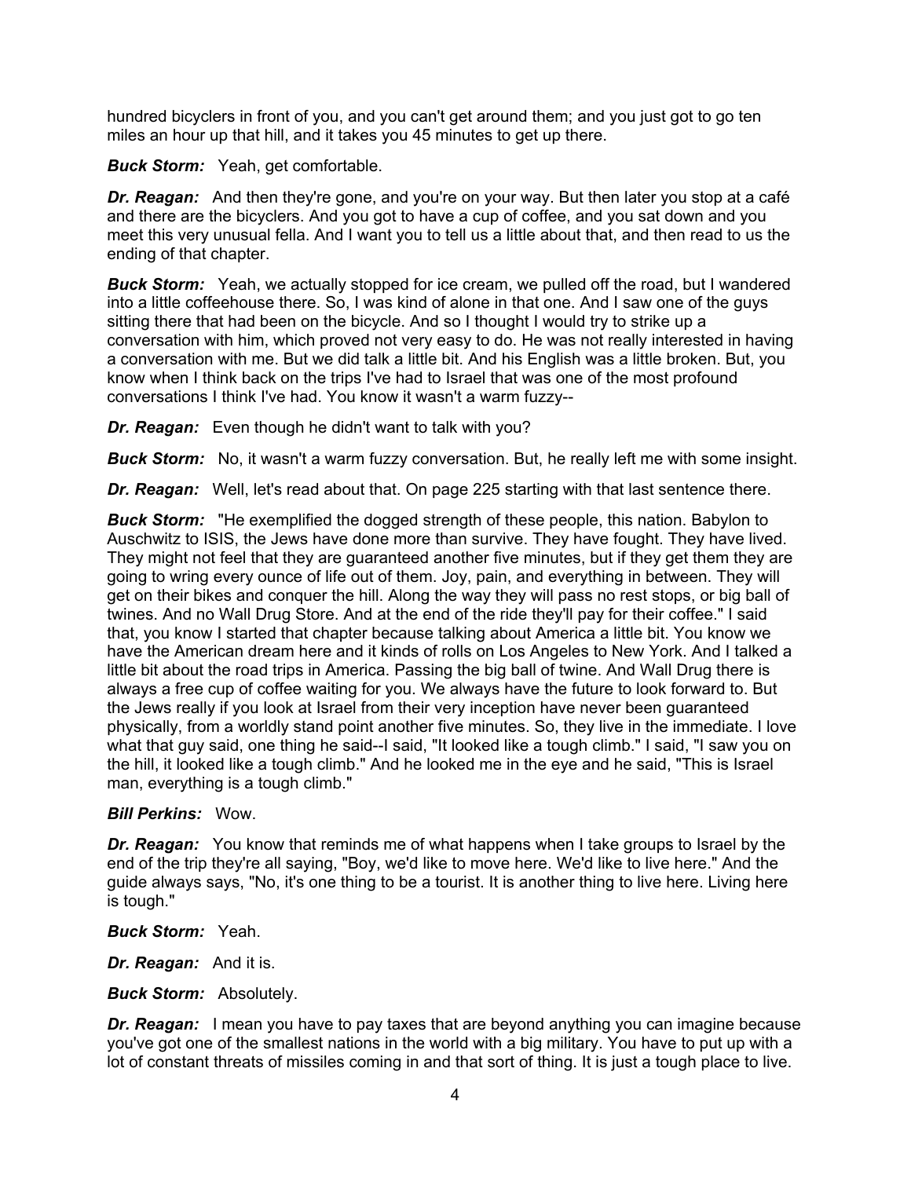hundred bicyclers in front of you, and you can't get around them; and you just got to go ten miles an hour up that hill, and it takes you 45 minutes to get up there.

***Buck Storm:*** Yeah, get comfortable.

***Dr. Reagan:*** And then they're gone, and you're on your way. But then later you stop at a café and there are the bicyclers. And you got to have a cup of coffee, and you sat down and you meet this very unusual fella. And I want you to tell us a little about that, and then read to us the ending of that chapter.

***Buck Storm:*** Yeah, we actually stopped for ice cream, we pulled off the road, but I wandered into a little coffeehouse there. So, I was kind of alone in that one. And I saw one of the guys sitting there that had been on the bicycle. And so I thought I would try to strike up a conversation with him, which proved not very easy to do. He was not really interested in having a conversation with me. But we did talk a little bit. And his English was a little broken. But, you know when I think back on the trips I've had to Israel that was one of the most profound conversations I think I've had. You know it wasn't a warm fuzzy--

***Dr. Reagan:*** Even though he didn't want to talk with you?

***Buck Storm:*** No, it wasn't a warm fuzzy conversation. But, he really left me with some insight.

***Dr. Reagan:*** Well, let's read about that. On page 225 starting with that last sentence there.

***Buck Storm:*** "He exemplified the dogged strength of these people, this nation. Babylon to Auschwitz to ISIS, the Jews have done more than survive. They have fought. They have lived. They might not feel that they are guaranteed another five minutes, but if they get them they are going to wring every ounce of life out of them. Joy, pain, and everything in between. They will get on their bikes and conquer the hill. Along the way they will pass no rest stops, or big ball of twines. And no Wall Drug Store. And at the end of the ride they'll pay for their coffee." I said that, you know I started that chapter because talking about America a little bit. You know we have the American dream here and it kinds of rolls on Los Angeles to New York. And I talked a little bit about the road trips in America. Passing the big ball of twine. And Wall Drug there is always a free cup of coffee waiting for you. We always have the future to look forward to. But the Jews really if you look at Israel from their very inception have never been guaranteed physically, from a worldly stand point another five minutes. So, they live in the immediate. I love what that guy said, one thing he said--I said, "It looked like a tough climb." I said, "I saw you on the hill, it looked like a tough climb." And he looked me in the eye and he said, "This is Israel man, everything is a tough climb."

***Bill Perkins:*** Wow.

***Dr. Reagan:*** You know that reminds me of what happens when I take groups to Israel by the end of the trip they're all saying, "Boy, we'd like to move here. We'd like to live here." And the guide always says, "No, it's one thing to be a tourist. It is another thing to live here. Living here is tough."

***Buck Storm:*** Yeah.

***Dr. Reagan:*** And it is.

***Buck Storm:*** Absolutely.

***Dr. Reagan:*** I mean you have to pay taxes that are beyond anything you can imagine because you've got one of the smallest nations in the world with a big military. You have to put up with a lot of constant threats of missiles coming in and that sort of thing. It is just a tough place to live.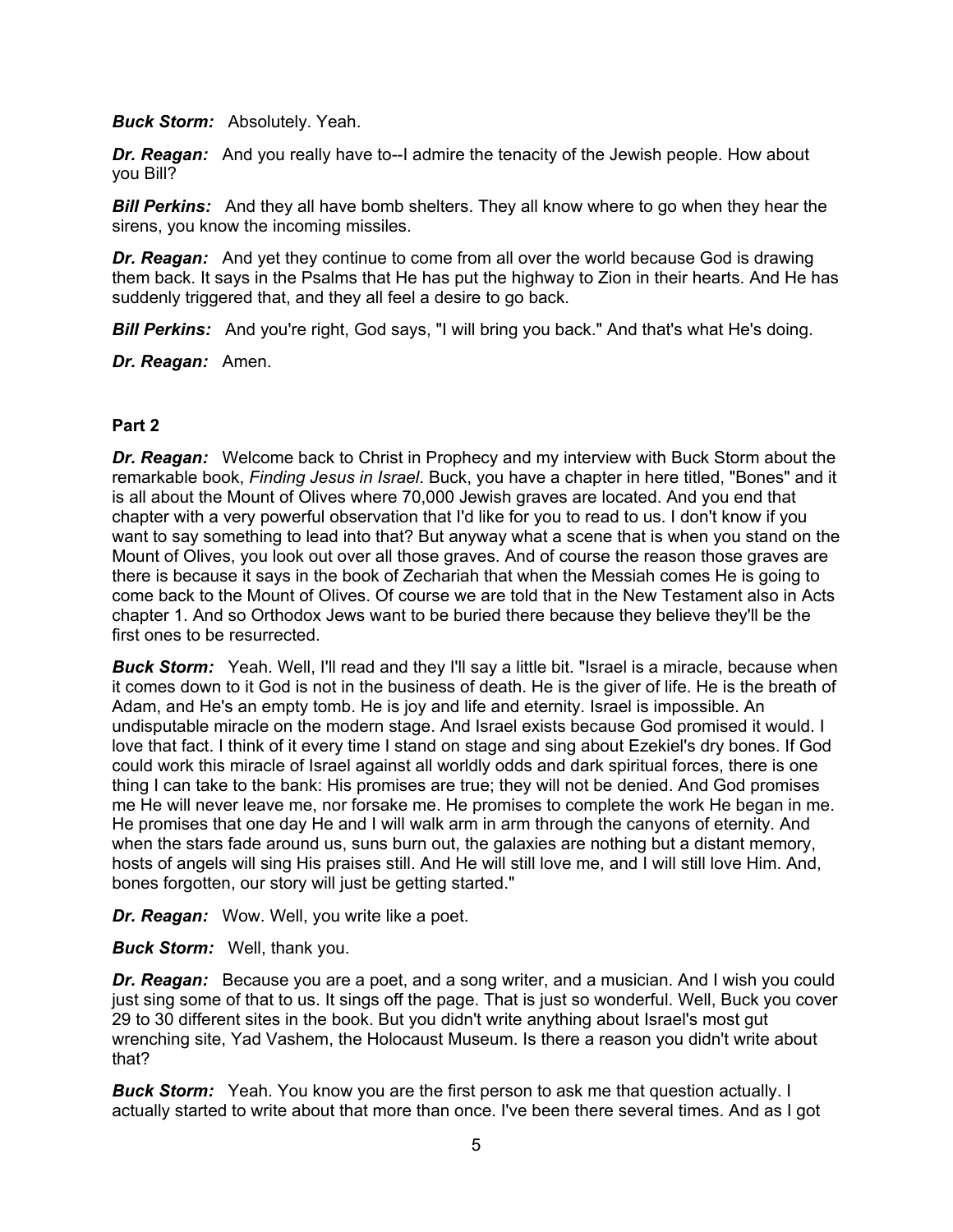***Buck Storm:*** Absolutely. Yeah.

***Dr. Reagan:*** And you really have to--I admire the tenacity of the Jewish people. How about you Bill?

***Bill Perkins:*** And they all have bomb shelters. They all know where to go when they hear the sirens, you know the incoming missiles.

***Dr. Reagan:*** And yet they continue to come from all over the world because God is drawing them back. It says in the Psalms that He has put the highway to Zion in their hearts. And He has suddenly triggered that, and they all feel a desire to go back.

***Bill Perkins:*** And you're right, God says, "I will bring you back." And that's what He's doing.

***Dr. Reagan:*** Amen.

**Part 2**

***Dr. Reagan:*** Welcome back to Christ in Prophecy and my interview with Buck Storm about the remarkable book, *Finding Jesus in Israel*. Buck, you have a chapter in here titled, "Bones" and it is all about the Mount of Olives where 70,000 Jewish graves are located. And you end that chapter with a very powerful observation that I'd like for you to read to us. I don't know if you want to say something to lead into that? But anyway what a scene that is when you stand on the Mount of Olives, you look out over all those graves. And of course the reason those graves are there is because it says in the book of Zechariah that when the Messiah comes He is going to come back to the Mount of Olives. Of course we are told that in the New Testament also in Acts chapter 1. And so Orthodox Jews want to be buried there because they believe they'll be the first ones to be resurrected.

***Buck Storm:*** Yeah. Well, I'll read and they I'll say a little bit. "Israel is a miracle, because when it comes down to it God is not in the business of death. He is the giver of life. He is the breath of Adam, and He's an empty tomb. He is joy and life and eternity. Israel is impossible. An undisputable miracle on the modern stage. And Israel exists because God promised it would. I love that fact. I think of it every time I stand on stage and sing about Ezekiel's dry bones. If God could work this miracle of Israel against all worldly odds and dark spiritual forces, there is one thing I can take to the bank: His promises are true; they will not be denied. And God promises me He will never leave me, nor forsake me. He promises to complete the work He began in me. He promises that one day He and I will walk arm in arm through the canyons of eternity. And when the stars fade around us, suns burn out, the galaxies are nothing but a distant memory, hosts of angels will sing His praises still. And He will still love me, and I will still love Him. And, bones forgotten, our story will just be getting started."

***Dr. Reagan:*** Wow. Well, you write like a poet.

***Buck Storm:*** Well, thank you.

***Dr. Reagan:*** Because you are a poet, and a song writer, and a musician. And I wish you could just sing some of that to us. It sings off the page. That is just so wonderful. Well, Buck you cover 29 to 30 different sites in the book. But you didn't write anything about Israel's most gut wrenching site, Yad Vashem, the Holocaust Museum. Is there a reason you didn't write about that?

***Buck Storm:*** Yeah. You know you are the first person to ask me that question actually. I actually started to write about that more than once. I've been there several times. And as I got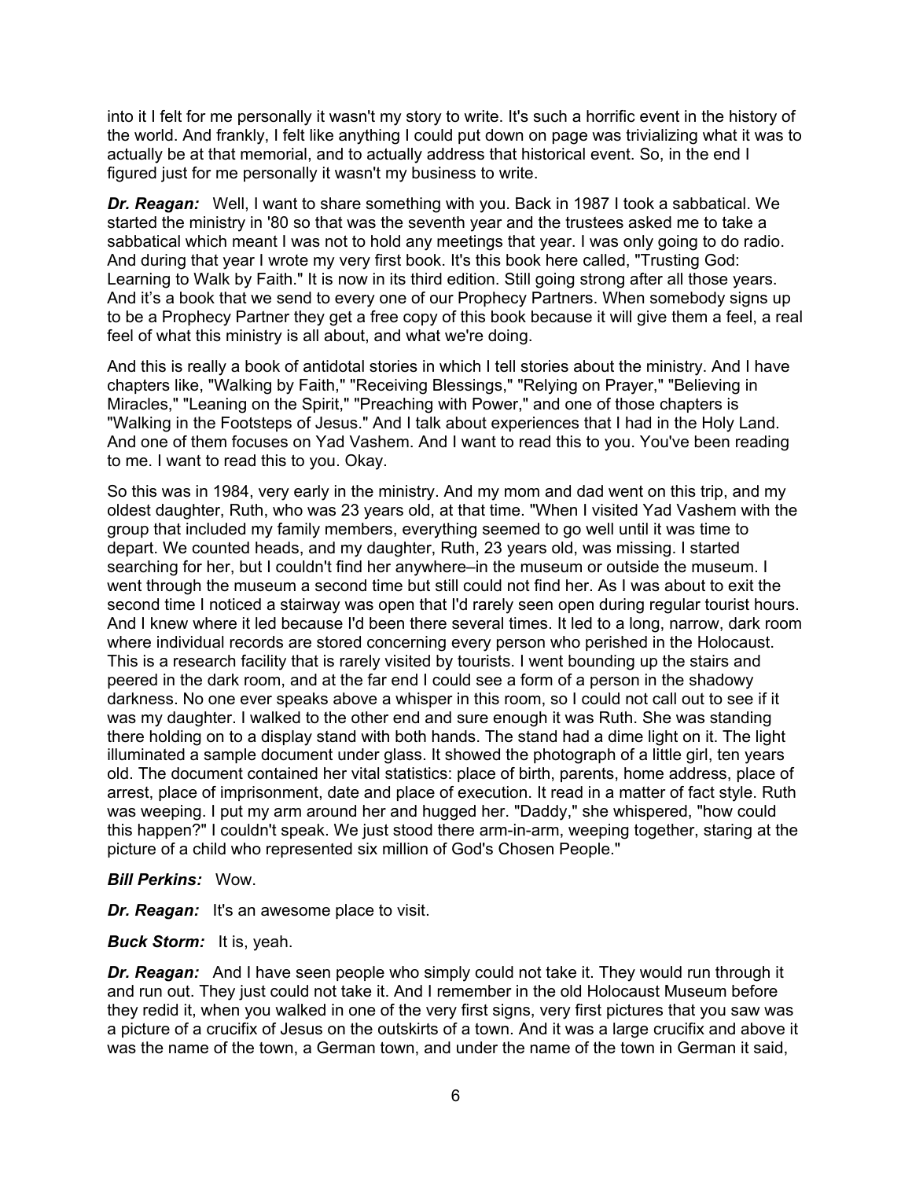into it I felt for me personally it wasn't my story to write. It's such a horrific event in the history of the world. And frankly, I felt like anything I could put down on page was trivializing what it was to actually be at that memorial, and to actually address that historical event. So, in the end I figured just for me personally it wasn't my business to write.

***Dr. Reagan:*** Well, I want to share something with you. Back in 1987 I took a sabbatical. We started the ministry in '80 so that was the seventh year and the trustees asked me to take a sabbatical which meant I was not to hold any meetings that year. I was only going to do radio. And during that year I wrote my very first book. It's this book here called, "Trusting God: Learning to Walk by Faith." It is now in its third edition. Still going strong after all those years. And it's a book that we send to every one of our Prophecy Partners. When somebody signs up to be a Prophecy Partner they get a free copy of this book because it will give them a feel, a real feel of what this ministry is all about, and what we're doing.

And this is really a book of antidotal stories in which I tell stories about the ministry. And I have chapters like, "Walking by Faith," "Receiving Blessings," "Relying on Prayer," "Believing in Miracles," "Leaning on the Spirit," "Preaching with Power," and one of those chapters is "Walking in the Footsteps of Jesus." And I talk about experiences that I had in the Holy Land. And one of them focuses on Yad Vashem. And I want to read this to you. You've been reading to me. I want to read this to you. Okay.

So this was in 1984, very early in the ministry. And my mom and dad went on this trip, and my oldest daughter, Ruth, who was 23 years old, at that time. "When I visited Yad Vashem with the group that included my family members, everything seemed to go well until it was time to depart. We counted heads, and my daughter, Ruth, 23 years old, was missing. I started searching for her, but I couldn't find her anywhere–in the museum or outside the museum. I went through the museum a second time but still could not find her. As I was about to exit the second time I noticed a stairway was open that I'd rarely seen open during regular tourist hours. And I knew where it led because I'd been there several times. It led to a long, narrow, dark room where individual records are stored concerning every person who perished in the Holocaust. This is a research facility that is rarely visited by tourists. I went bounding up the stairs and peered in the dark room, and at the far end I could see a form of a person in the shadowy darkness. No one ever speaks above a whisper in this room, so I could not call out to see if it was my daughter. I walked to the other end and sure enough it was Ruth. She was standing there holding on to a display stand with both hands. The stand had a dime light on it. The light illuminated a sample document under glass. It showed the photograph of a little girl, ten years old. The document contained her vital statistics: place of birth, parents, home address, place of arrest, place of imprisonment, date and place of execution. It read in a matter of fact style. Ruth was weeping. I put my arm around her and hugged her. "Daddy," she whispered, "how could this happen?" I couldn't speak. We just stood there arm-in-arm, weeping together, staring at the picture of a child who represented six million of God's Chosen People."

***Bill Perkins:*** Wow.

***Dr. Reagan:*** It's an awesome place to visit.

***Buck Storm:*** It is, yeah.

***Dr. Reagan:*** And I have seen people who simply could not take it. They would run through it and run out. They just could not take it. And I remember in the old Holocaust Museum before they redid it, when you walked in one of the very first signs, very first pictures that you saw was a picture of a crucifix of Jesus on the outskirts of a town. And it was a large crucifix and above it was the name of the town, a German town, and under the name of the town in German it said,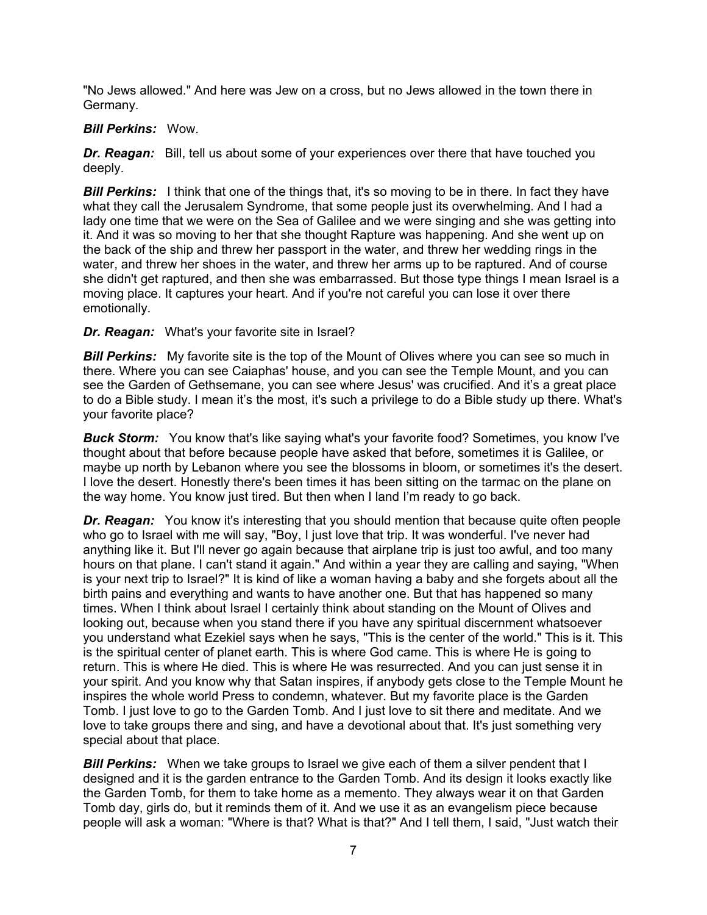"No Jews allowed." And here was Jew on a cross, but no Jews allowed in the town there in Germany.

***Bill Perkins:*** Wow.

***Dr. Reagan:*** Bill, tell us about some of your experiences over there that have touched you deeply.

***Bill Perkins:*** I think that one of the things that, it's so moving to be in there. In fact they have what they call the Jerusalem Syndrome, that some people just its overwhelming. And I had a lady one time that we were on the Sea of Galilee and we were singing and she was getting into it. And it was so moving to her that she thought Rapture was happening. And she went up on the back of the ship and threw her passport in the water, and threw her wedding rings in the water, and threw her shoes in the water, and threw her arms up to be raptured. And of course she didn't get raptured, and then she was embarrassed. But those type things I mean Israel is a moving place. It captures your heart. And if you're not careful you can lose it over there emotionally.

***Dr. Reagan:*** What's your favorite site in Israel?

***Bill Perkins:*** My favorite site is the top of the Mount of Olives where you can see so much in there. Where you can see Caiaphas' house, and you can see the Temple Mount, and you can see the Garden of Gethsemane, you can see where Jesus' was crucified. And it's a great place to do a Bible study. I mean it's the most, it's such a privilege to do a Bible study up there. What's your favorite place?

***Buck Storm:*** You know that's like saying what's your favorite food? Sometimes, you know I've thought about that before because people have asked that before, sometimes it is Galilee, or maybe up north by Lebanon where you see the blossoms in bloom, or sometimes it's the desert. I love the desert. Honestly there's been times it has been sitting on the tarmac on the plane on the way home. You know just tired. But then when I land I'm ready to go back.

***Dr. Reagan:*** You know it's interesting that you should mention that because quite often people who go to Israel with me will say, "Boy, I just love that trip. It was wonderful. I've never had anything like it. But I'll never go again because that airplane trip is just too awful, and too many hours on that plane. I can't stand it again." And within a year they are calling and saying, "When is your next trip to Israel?" It is kind of like a woman having a baby and she forgets about all the birth pains and everything and wants to have another one. But that has happened so many times. When I think about Israel I certainly think about standing on the Mount of Olives and looking out, because when you stand there if you have any spiritual discernment whatsoever you understand what Ezekiel says when he says, "This is the center of the world." This is it. This is the spiritual center of planet earth. This is where God came. This is where He is going to return. This is where He died. This is where He was resurrected. And you can just sense it in your spirit. And you know why that Satan inspires, if anybody gets close to the Temple Mount he inspires the whole world Press to condemn, whatever. But my favorite place is the Garden Tomb. I just love to go to the Garden Tomb. And I just love to sit there and meditate. And we love to take groups there and sing, and have a devotional about that. It's just something very special about that place.

***Bill Perkins:*** When we take groups to Israel we give each of them a silver pendent that I designed and it is the garden entrance to the Garden Tomb. And its design it looks exactly like the Garden Tomb, for them to take home as a memento. They always wear it on that Garden Tomb day, girls do, but it reminds them of it. And we use it as an evangelism piece because people will ask a woman: "Where is that? What is that?" And I tell them, I said, "Just watch their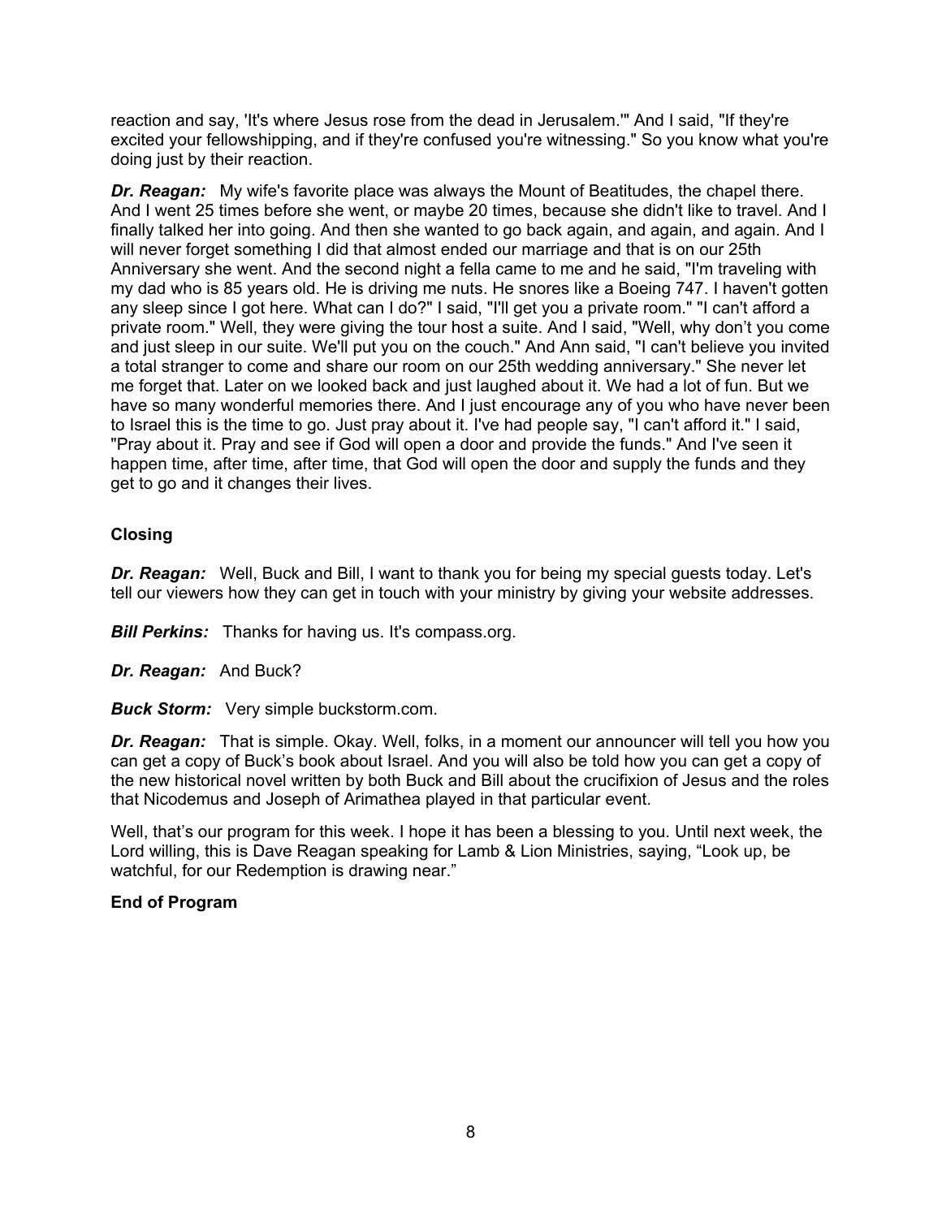reaction and say, 'It's where Jesus rose from the dead in Jerusalem.'" And I said, "If they're excited your fellowshipping, and if they're confused you're witnessing." So you know what you're doing just by their reaction.

***Dr. Reagan:*** My wife's favorite place was always the Mount of Beatitudes, the chapel there. And I went 25 times before she went, or maybe 20 times, because she didn't like to travel. And I finally talked her into going. And then she wanted to go back again, and again, and again. And I will never forget something I did that almost ended our marriage and that is on our 25th Anniversary she went. And the second night a fella came to me and he said, "I'm traveling with my dad who is 85 years old. He is driving me nuts. He snores like a Boeing 747. I haven't gotten any sleep since I got here. What can I do?" I said, "I'll get you a private room." "I can't afford a private room." Well, they were giving the tour host a suite. And I said, "Well, why don't you come and just sleep in our suite. We'll put you on the couch." And Ann said, "I can't believe you invited a total stranger to come and share our room on our 25th wedding anniversary." She never let me forget that. Later on we looked back and just laughed about it. We had a lot of fun. But we have so many wonderful memories there. And I just encourage any of you who have never been to Israel this is the time to go. Just pray about it. I've had people say, "I can't afford it." I said, "Pray about it. Pray and see if God will open a door and provide the funds." And I've seen it happen time, after time, after time, that God will open the door and supply the funds and they get to go and it changes their lives.

**Closing**

***Dr. Reagan:*** Well, Buck and Bill, I want to thank you for being my special guests today. Let's tell our viewers how they can get in touch with your ministry by giving your website addresses.

***Bill Perkins:*** Thanks for having us. It's compass.org.

***Dr. Reagan:*** And Buck?

***Buck Storm:*** Very simple buckstorm.com.

***Dr. Reagan:*** That is simple. Okay. Well, folks, in a moment our announcer will tell you how you can get a copy of Buck's book about Israel. And you will also be told how you can get a copy of the new historical novel written by both Buck and Bill about the crucifixion of Jesus and the roles that Nicodemus and Joseph of Arimathea played in that particular event.

Well, that's our program for this week. I hope it has been a blessing to you. Until next week, the Lord willing, this is Dave Reagan speaking for Lamb & Lion Ministries, saying, "Look up, be watchful, for our Redemption is drawing near."

**End of Program**